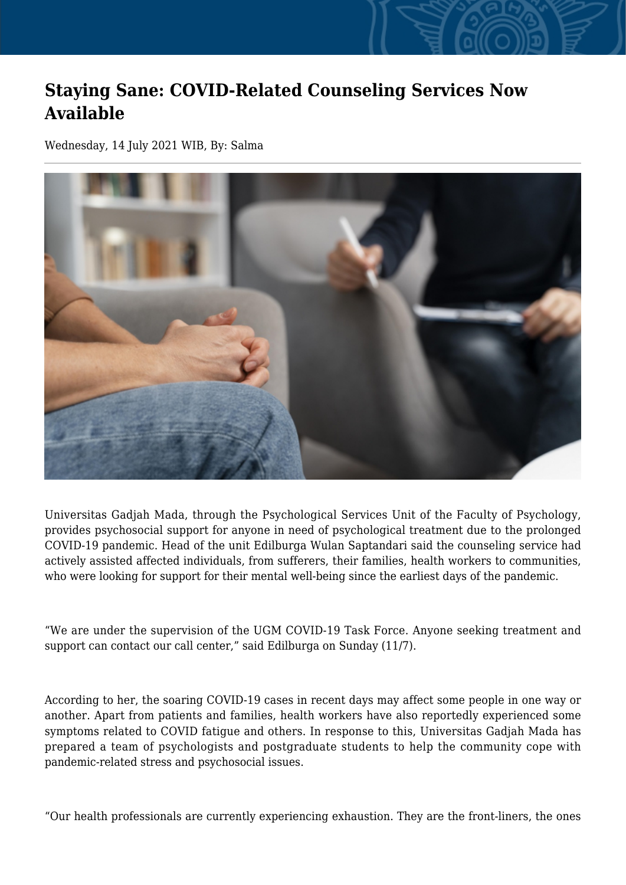# Staying Sane: COVID-Related Counseling Services Now Available

Wednesday, 14 July 2021 WIB, By: Salma

Universitas Gadjah Mada, through the Psychological Services Unit of the Faculty of Psychology, provides psychosocial support for anyone in need of psychological treatment due to the prolonged COVID-19 pandemic. Head of the unit Edilburga Wulan Saptandari said the counseling service had actively assisted affected individuals, from sufferers, their families, health workers to communities, who were looking for support for their mental well-being since the earliest days of the pandemic.

"We are under the supervision of the UGM COVID-19 Task Force. Anyone seeking treatment and support can contact our call center," said Edilburga on Sunday (11/7).

According to her, the soaring COVID-19 cases in recent days may affect some people in one way or another. Apart from patients and families, health workers have also reportedly experienced some symptoms related to COVID fatigue and others. In response to this, Universitas Gadjah Mada has prepared a team of psychologists and postgraduate students to help the community cope with pandemic-related stress and psychosocial issues.

"Our health professionals are currently experiencing exhaustion. They are the front-liners, the ones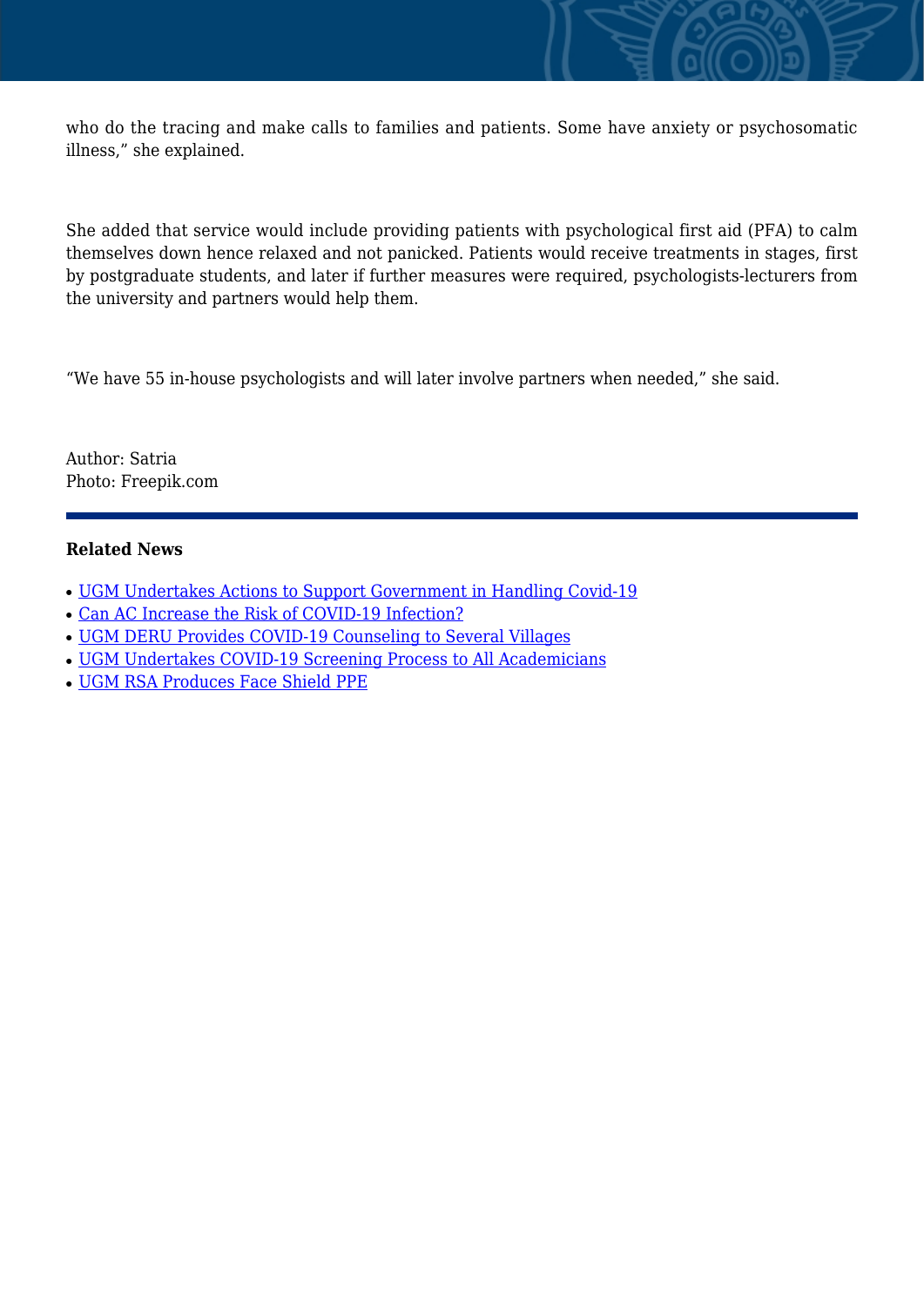who do the tracing and make calls to families and patients. Some have anxiety or psychosomatic illness," she explained.

She added that service would include providing patients with psychological first aid (PFA) to calm themselves down hence relaxed and not panicked. Patients would receive treatments in stages, first by postgraduate students, and later if further measures were required, psychologists-lecturers from the university and partners would help them.

"We have 55 in-house psychologists and will later involve partners when needed," she said.

Author: Satria
Photo: Freepik.com

---

**Related News**

- UGM Undertakes Actions to Support Government in Handling Covid-19
- Can AC Increase the Risk of COVID-19 Infection?
- UGM DERU Provides COVID-19 Counseling to Several Villages
- UGM Undertakes COVID-19 Screening Process to All Academicians
- UGM RSA Produces Face Shield PPE